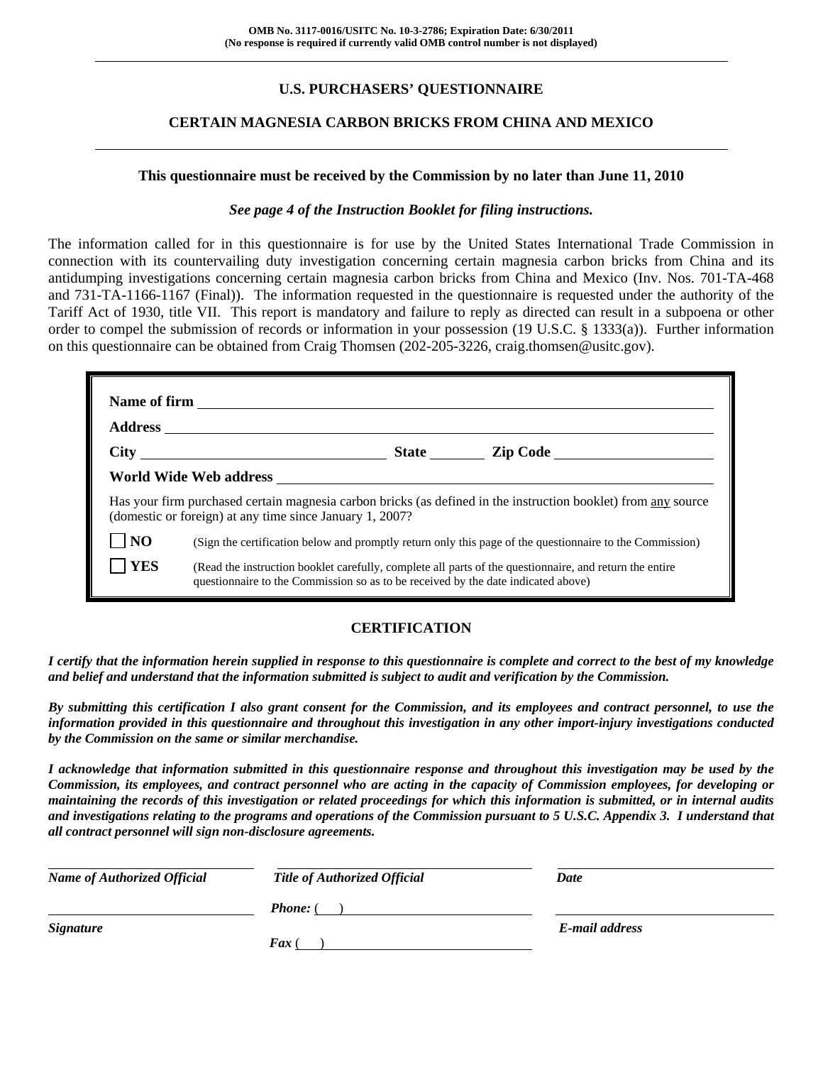**OMB No. 3117-0016/USITC No. 10-3-2786; Expiration Date: 6/30/2011**
**(No response is required if currently valid OMB control number is not displayed)**

---

## U.S. PURCHASERS' QUESTIONNAIRE

## CERTAIN MAGNESIA CARBON BRICKS FROM CHINA AND MEXICO

---

**This questionnaire must be received by the Commission by no later than June 11, 2010**

***See page 4 of the Instruction Booklet for filing instructions.***

The information called for in this questionnaire is for use by the United States International Trade Commission in connection with its countervailing duty investigation concerning certain magnesia carbon bricks from China and its antidumping investigations concerning certain magnesia carbon bricks from China and Mexico (Inv. Nos. 701-TA-468 and 731-TA-1166-1167 (Final)). The information requested in the questionnaire is requested under the authority of the Tariff Act of 1930, title VII. This report is mandatory and failure to reply as directed can result in a subpoena or other order to compel the submission of records or information in your possession (19 U.S.C. § 1333(a)). Further information on this questionnaire can be obtained from Craig Thomsen (202-205-3226, craig.thomsen@usitc.gov).

**Name of firm** ____________________

**Address** ____________________

**City** ____________________ **State** ________ **Zip Code** ____________________

**World Wide Web address** ____________________

Has your firm purchased certain magnesia carbon bricks (as defined in the instruction booklet) from any source (domestic or foreign) at any time since January 1, 2007?

☐ **NO** (Sign the certification below and promptly return only this page of the questionnaire to the Commission)

☐ **YES** (Read the instruction booklet carefully, complete all parts of the questionnaire, and return the entire questionnaire to the Commission so as to be received by the date indicated above)

### CERTIFICATION

***I certify that the information herein supplied in response to this questionnaire is complete and correct to the best of my knowledge and belief and understand that the information submitted is subject to audit and verification by the Commission.***

***By submitting this certification I also grant consent for the Commission, and its employees and contract personnel, to use the information provided in this questionnaire and throughout this investigation in any other import-injury investigations conducted by the Commission on the same or similar merchandise.***

***I acknowledge that information submitted in this questionnaire response and throughout this investigation may be used by the Commission, its employees, and contract personnel who are acting in the capacity of Commission employees, for developing or maintaining the records of this investigation or related proceedings for which this information is submitted, or in internal audits and investigations relating to the programs and operations of the Commission pursuant to 5 U.S.C. Appendix 3. I understand that all contract personnel will sign non-disclosure agreements.***

| ____________________ | ____________________ | ____________________ |
|---|---|---|
| ***Name of Authorized Official*** | ***Title of Authorized Official*** | ***Date*** |
| ____________________ | ***Phone:*** ( ) ____________________ | ____________________ |
| ***Signature*** | ***Fax*** ( ) ____________________ | ***E-mail address*** |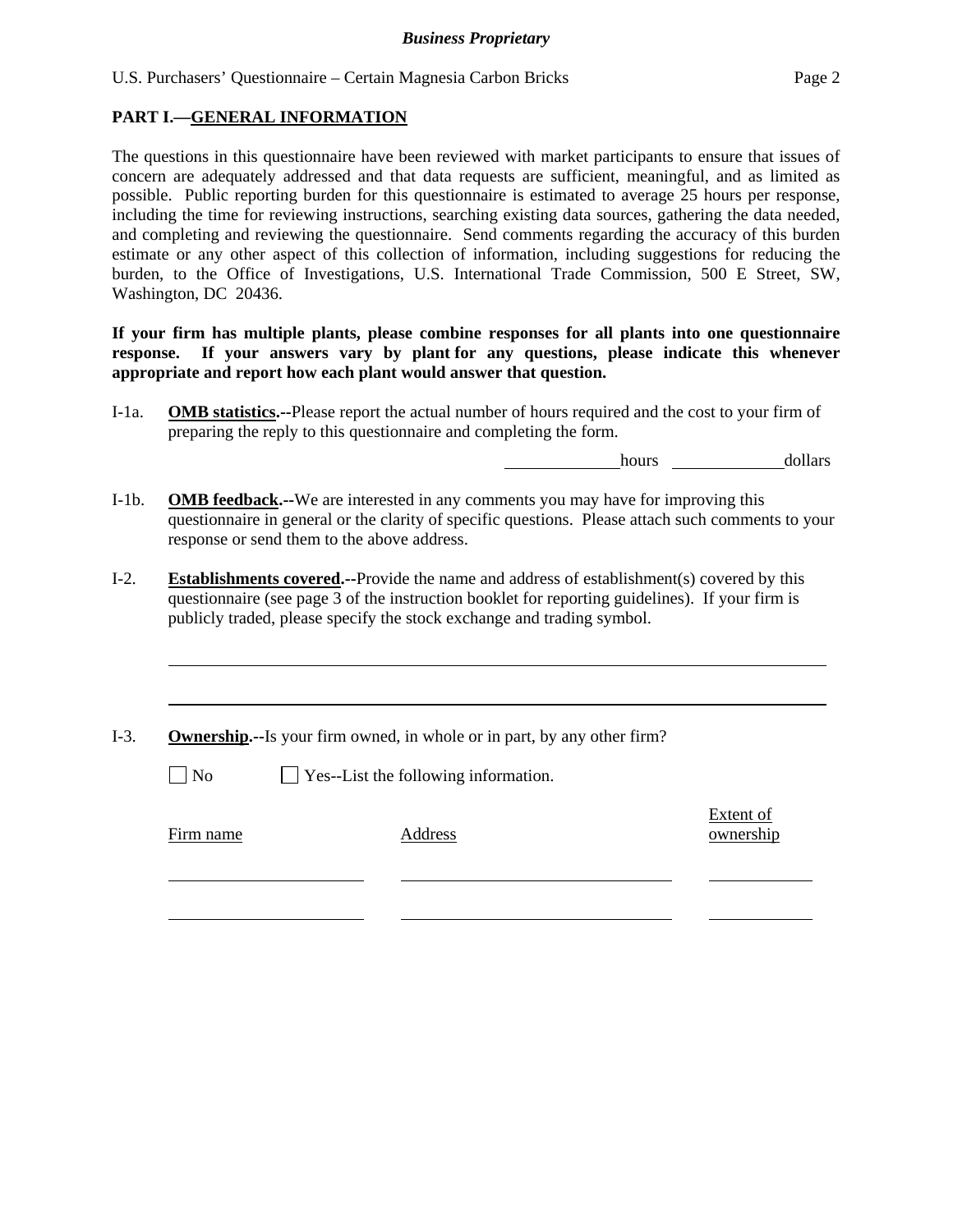## PART I.—GENERAL INFORMATION

The questions in this questionnaire have been reviewed with market participants to ensure that issues of concern are adequately addressed and that data requests are sufficient, meaningful, and as limited as possible. Public reporting burden for this questionnaire is estimated to average 25 hours per response, including the time for reviewing instructions, searching existing data sources, gathering the data needed, and completing and reviewing the questionnaire. Send comments regarding the accuracy of this burden estimate or any other aspect of this collection of information, including suggestions for reducing the burden, to the Office of Investigations, U.S. International Trade Commission, 500 E Street, SW, Washington, DC 20436.

**If your firm has multiple plants, please combine responses for all plants into one questionnaire response. If your answers vary by plant for any questions, please indicate this whenever appropriate and report how each plant would answer that question.**

I-1a. **OMB statistics.--**Please report the actual number of hours required and the cost to your firm of preparing the reply to this questionnaire and completing the form.

\_\_\_\_\_\_\_\_\_\_\_\_ hours \_\_\_\_\_\_\_\_\_\_\_\_ dollars

I-1b. **OMB feedback.--**We are interested in any comments you may have for improving this questionnaire in general or the clarity of specific questions. Please attach such comments to your response or send them to the above address.

I-2. **Establishments covered.--**Provide the name and address of establishment(s) covered by this questionnaire (see page 3 of the instruction booklet for reporting guidelines). If your firm is publicly traded, please specify the stock exchange and trading symbol.

\_\_\_\_\_\_\_\_\_\_\_\_\_\_\_\_\_\_\_\_\_\_\_\_\_\_\_\_\_\_\_\_\_\_\_\_\_\_\_\_\_\_\_\_\_\_\_\_\_\_\_\_\_\_\_\_

\_\_\_\_\_\_\_\_\_\_\_\_\_\_\_\_\_\_\_\_\_\_\_\_\_\_\_\_\_\_\_\_\_\_\_\_\_\_\_\_\_\_\_\_\_\_\_\_\_\_\_\_\_\_\_\_

I-3. **Ownership.--**Is your firm owned, in whole or in part, by any other firm?

☐ No ☐ Yes--List the following information.

| Firm name | Address | Extent of ownership |
|---|---|---|
| | | |
| | | |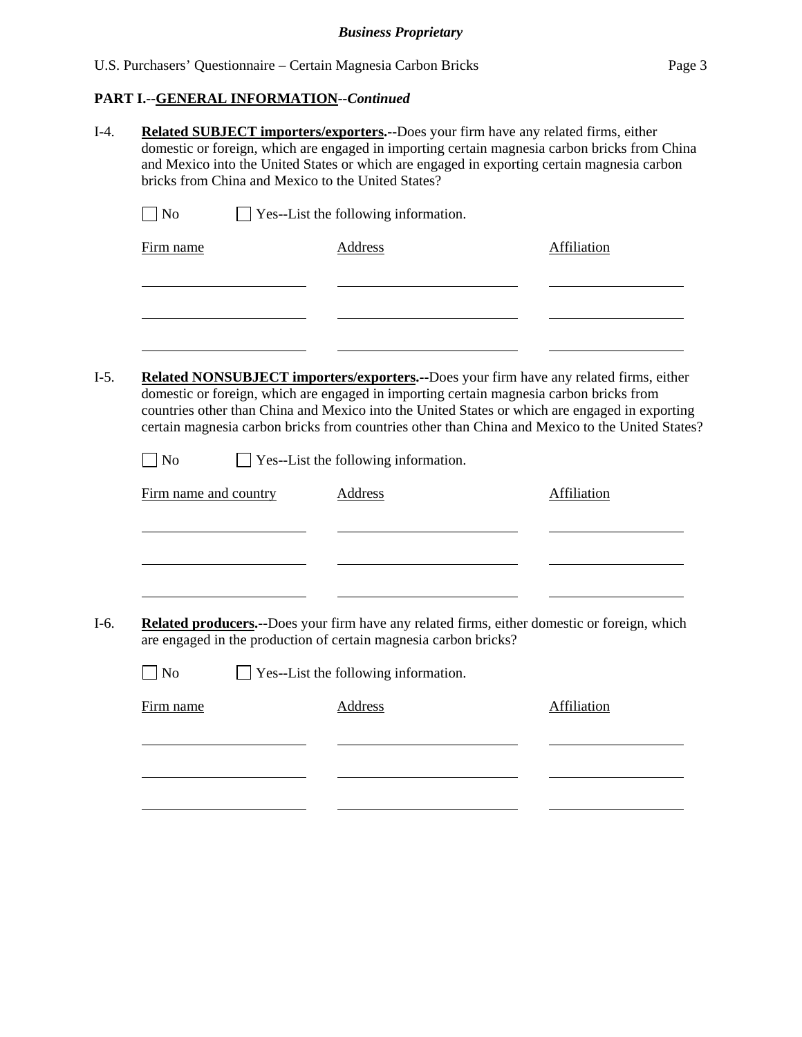## PART I.--GENERAL INFORMATION--*Continued*

I-4. **Related SUBJECT importers/exporters.--**Does your firm have any related firms, either domestic or foreign, which are engaged in importing certain magnesia carbon bricks from China and Mexico into the United States or which are engaged in exporting certain magnesia carbon bricks from China and Mexico to the United States?

☐ No ☐ Yes--List the following information.

| Firm name | Address | Affiliation |
|---|---|---|
| | | |
| | | |
| | | |

I-5. **Related NONSUBJECT importers/exporters.--**Does your firm have any related firms, either domestic or foreign, which are engaged in importing certain magnesia carbon bricks from countries other than China and Mexico into the United States or which are engaged in exporting certain magnesia carbon bricks from countries other than China and Mexico to the United States?

☐ No ☐ Yes--List the following information.

| Firm name and country | Address | Affiliation |
|---|---|---|
| | | |
| | | |
| | | |

I-6. **Related producers.--**Does your firm have any related firms, either domestic or foreign, which are engaged in the production of certain magnesia carbon bricks?

☐ No ☐ Yes--List the following information.

| Firm name | Address | Affiliation |
|---|---|---|
| | | |
| | | |
| | | |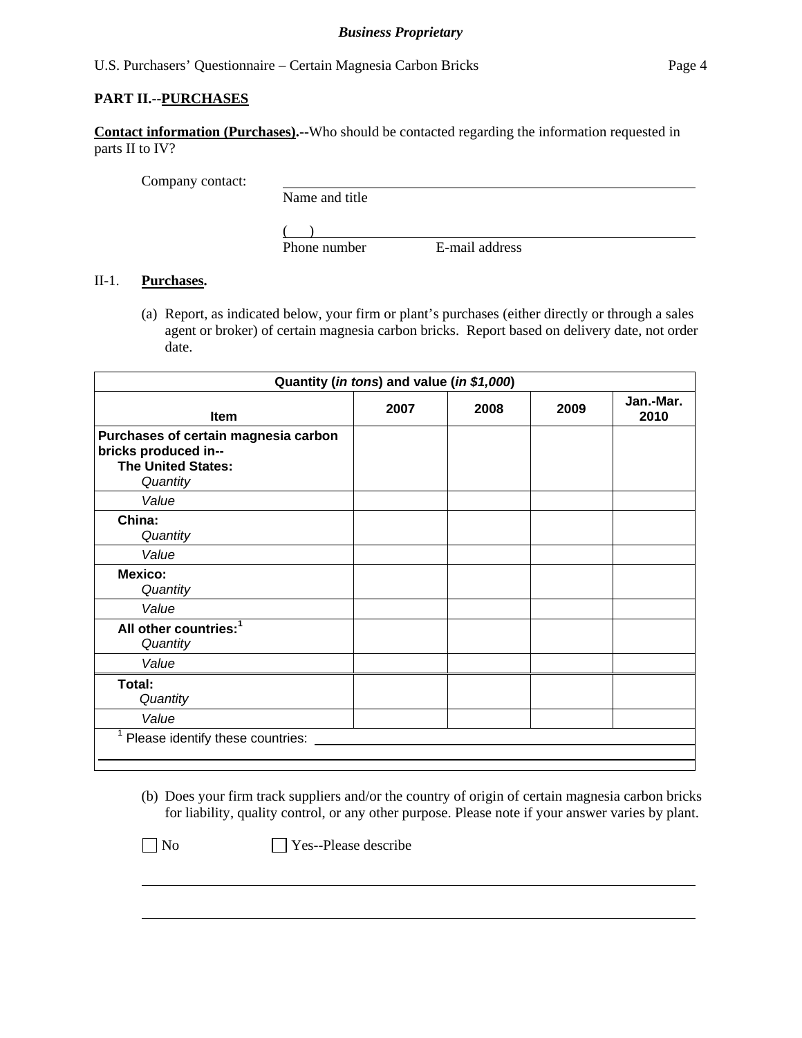## PART II.--PURCHASES

**Contact information (Purchases).**--Who should be contacted regarding the information requested in parts II to IV?

Company contact: ______________________________________________
Name and title

( ) ______________________________________________
Phone number E-mail address

II-1. **Purchases.**

(a) Report, as indicated below, your firm or plant's purchases (either directly or through a sales agent or broker) of certain magnesia carbon bricks. Report based on delivery date, not order date.

| Quantity (*in tons*) and value (*in $1,000*) | | | | |
|---|---|---|---|---|
| **Item** | **2007** | **2008** | **2009** | **Jan.-Mar. 2010** |
| **Purchases of certain magnesia carbon bricks produced in--** **The United States:** *Quantity* | | | | |
| *Value* | | | | |
| **China:** *Quantity* | | | | |
| *Value* | | | | |
| **Mexico:** *Quantity* | | | | |
| *Value* | | | | |
| **All other countries:**[1] *Quantity* | | | | |
| *Value* | | | | |
| **Total:** *Quantity* | | | | |
| *Value* | | | | |

[1] Please identify these countries: ______________________________________________

(b) Does your firm track suppliers and/or the country of origin of certain magnesia carbon bricks for liability, quality control, or any other purpose. Please note if your answer varies by plant.

☐ No ☐ Yes--Please describe

______________________________________________

______________________________________________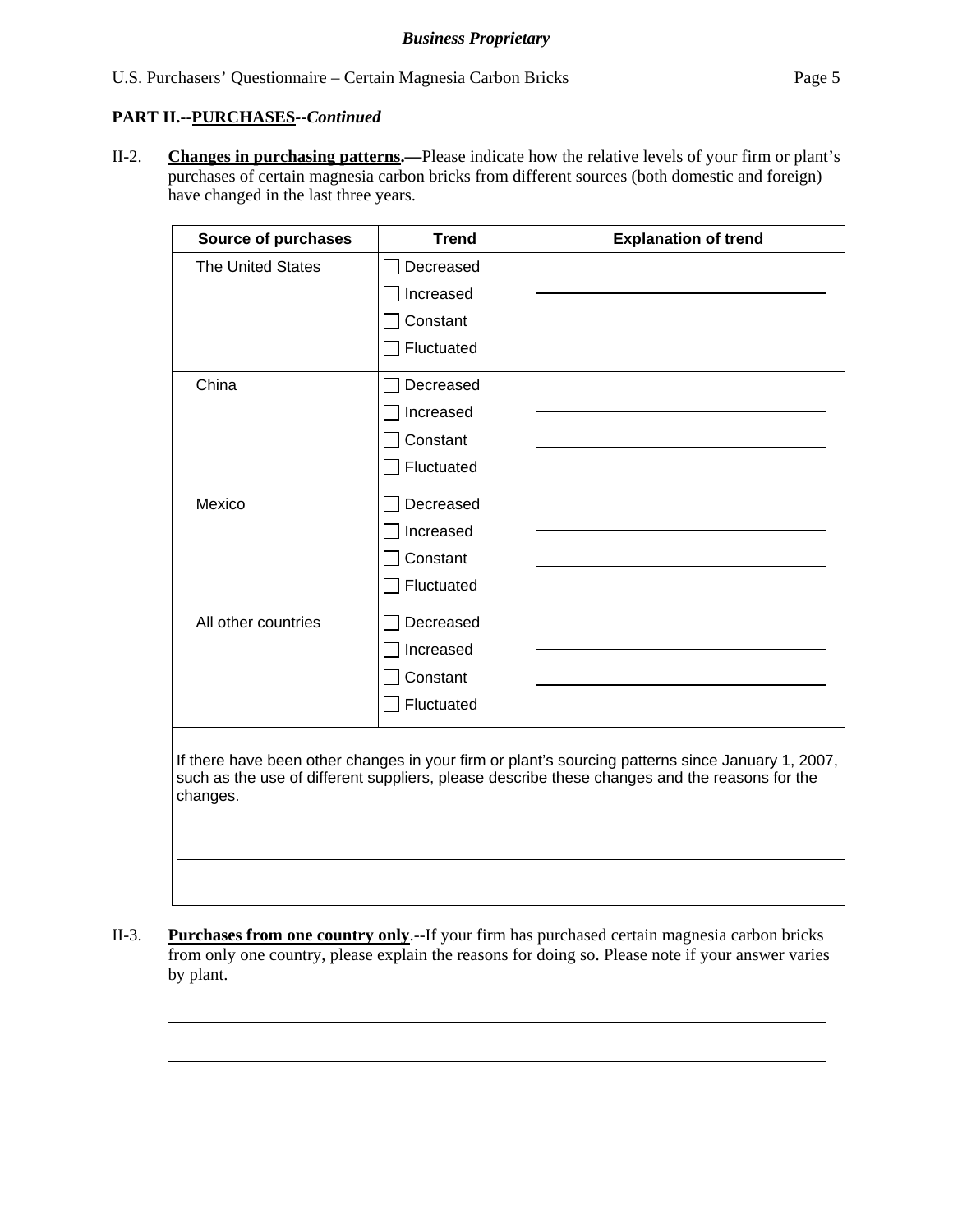*Business Proprietary*

## PART II.--PURCHASES--*Continued*

II-2. **Changes in purchasing patterns.—**Please indicate how the relative levels of your firm or plant's purchases of certain magnesia carbon bricks from different sources (both domestic and foreign) have changed in the last three years.

| Source of purchases | Trend | Explanation of trend |
|---|---|---|
| The United States | ☐ Decreased<br>☐ Increased<br>☐ Constant<br>☐ Fluctuated | |
| China | ☐ Decreased<br>☐ Increased<br>☐ Constant<br>☐ Fluctuated | |
| Mexico | ☐ Decreased<br>☐ Increased<br>☐ Constant<br>☐ Fluctuated | |
| All other countries | ☐ Decreased<br>☐ Increased<br>☐ Constant<br>☐ Fluctuated | |

If there have been other changes in your firm or plant's sourcing patterns since January 1, 2007, such as the use of different suppliers, please describe these changes and the reasons for the changes.

II-3. **Purchases from one country only**.--If your firm has purchased certain magnesia carbon bricks from only one country, please explain the reasons for doing so. Please note if your answer varies by plant.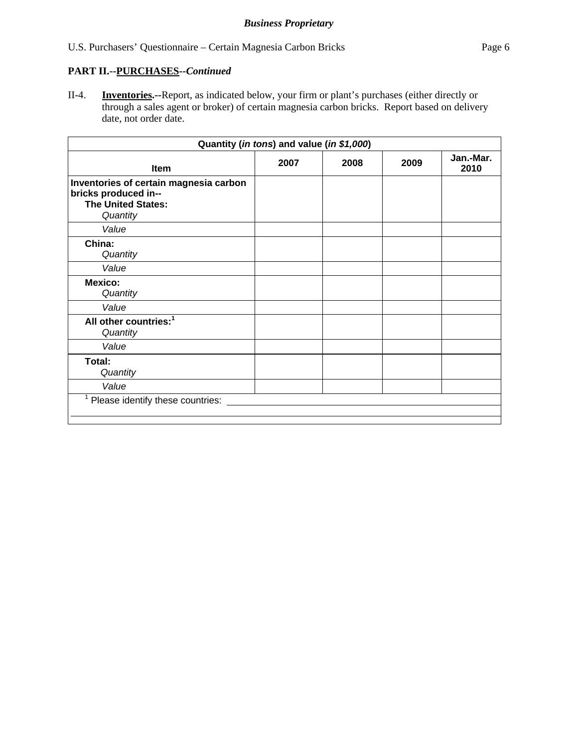**PART II.--PURCHASES--*Continued***

II-4. **Inventories.**--Report, as indicated below, your firm or plant's purchases (either directly or through a sales agent or broker) of certain magnesia carbon bricks. Report based on delivery date, not order date.

| Quantity (*in tons*) and value (*in $1,000*) | | | | |
|---|---|---|---|---|
| **Item** | **2007** | **2008** | **2009** | **Jan.-Mar. 2010** |
| **Inventories of certain magnesia carbon bricks produced in--** **The United States:** *Quantity* | | | | |
| *Value* | | | | |
| **China:** *Quantity* | | | | |
| *Value* | | | | |
| **Mexico:** *Quantity* | | | | |
| *Value* | | | | |
| **All other countries:**[1] *Quantity* | | | | |
| *Value* | | | | |
| **Total:** *Quantity* | | | | |
| *Value* | | | | |

[1] Please identify these countries: ______________________________________________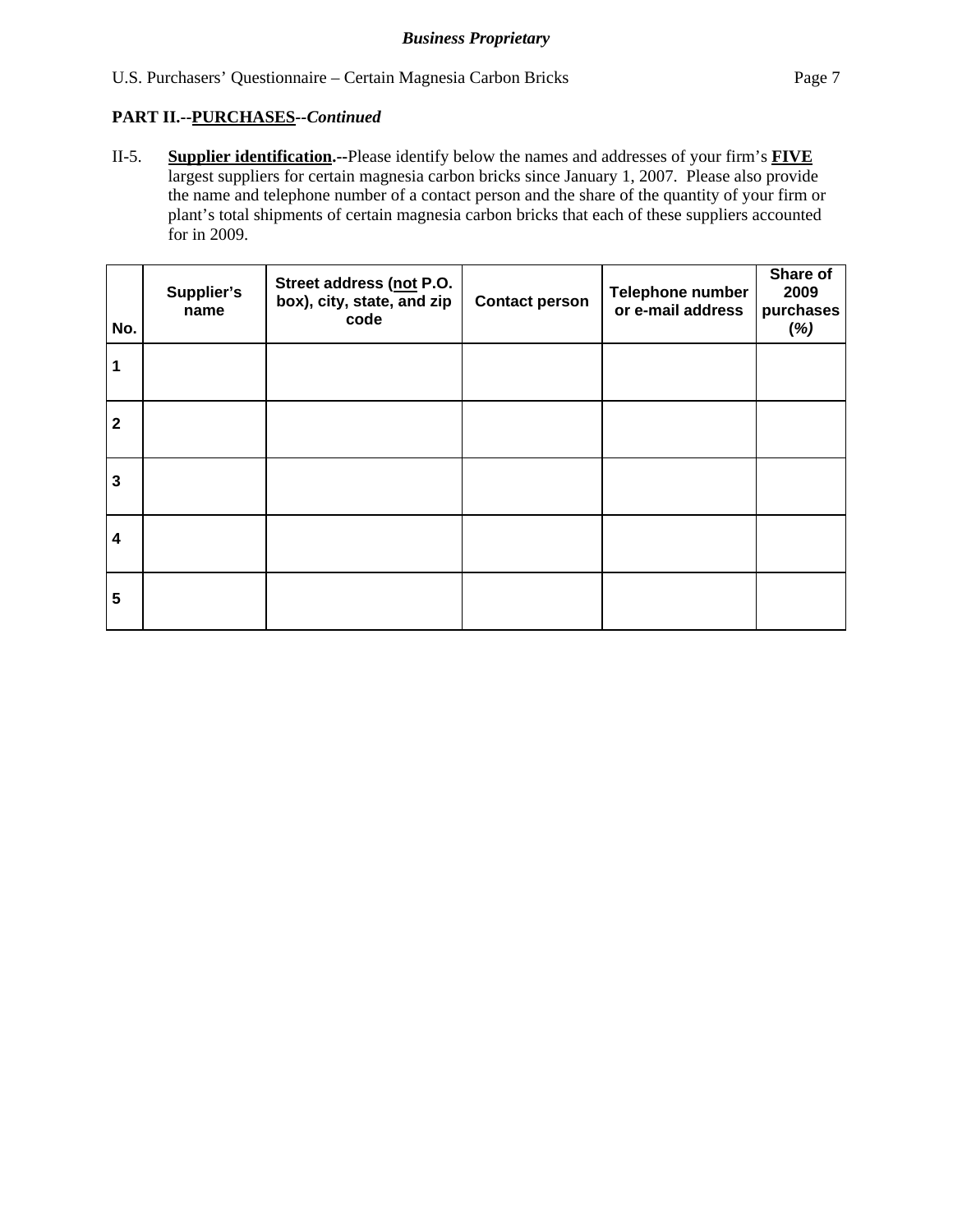**PART II.--PURCHASES--*Continued***

II-5. **Supplier identification.--**Please identify below the names and addresses of your firm's **FIVE** largest suppliers for certain magnesia carbon bricks since January 1, 2007. Please also provide the name and telephone number of a contact person and the share of the quantity of your firm or plant's total shipments of certain magnesia carbon bricks that each of these suppliers accounted for in 2009.

| No. | Supplier's name | Street address (not P.O. box), city, state, and zip code | Contact person | Telephone number or e-mail address | Share of 2009 purchases *(%)* |
|---|---|---|---|---|---|
| 1 | | | | | |
| 2 | | | | | |
| 3 | | | | | |
| 4 | | | | | |
| 5 | | | | | |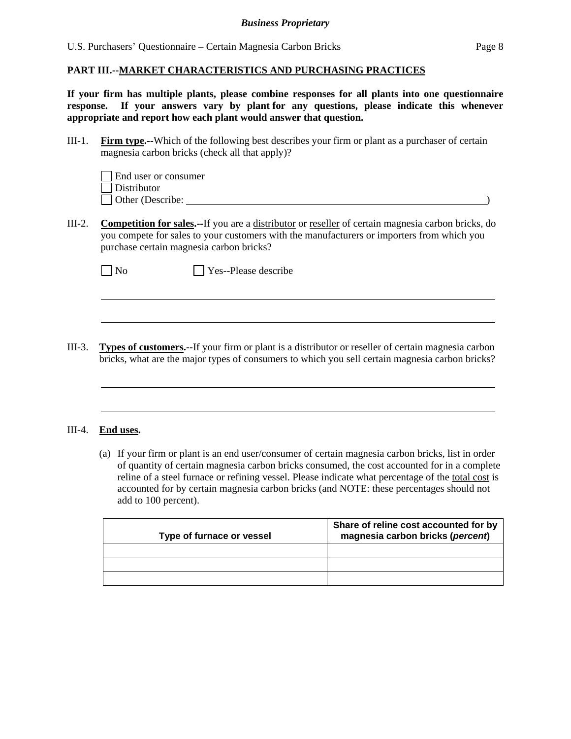## PART III.--MARKET CHARACTERISTICS AND PURCHASING PRACTICES

**If your firm has multiple plants, please combine responses for all plants into one questionnaire response. If your answers vary by plant for any questions, please indicate this whenever appropriate and report how each plant would answer that question.**

III-1. **Firm type.--**Which of the following best describes your firm or plant as a purchaser of certain magnesia carbon bricks (check all that apply)?

☐ End user or consumer
☐ Distributor
☐ Other (Describe: ______________________________________________)

III-2. **Competition for sales.--**If you are a distributor or reseller of certain magnesia carbon bricks, do you compete for sales to your customers with the manufacturers or importers from which you purchase certain magnesia carbon bricks?

☐ No ☐ Yes--Please describe

______________________________________________

______________________________________________

III-3. **Types of customers.--**If your firm or plant is a distributor or reseller of certain magnesia carbon bricks, what are the major types of consumers to which you sell certain magnesia carbon bricks?

______________________________________________

______________________________________________

III-4. **End uses.**

(a) If your firm or plant is an end user/consumer of certain magnesia carbon bricks, list in order of quantity of certain magnesia carbon bricks consumed, the cost accounted for in a complete reline of a steel furnace or refining vessel. Please indicate what percentage of the total cost is accounted for by certain magnesia carbon bricks (and NOTE: these percentages should not add to 100 percent).

| Type of furnace or vessel | Share of reline cost accounted for by magnesia carbon bricks (*percent*) |
|---|---|
| | |
| | |
| | |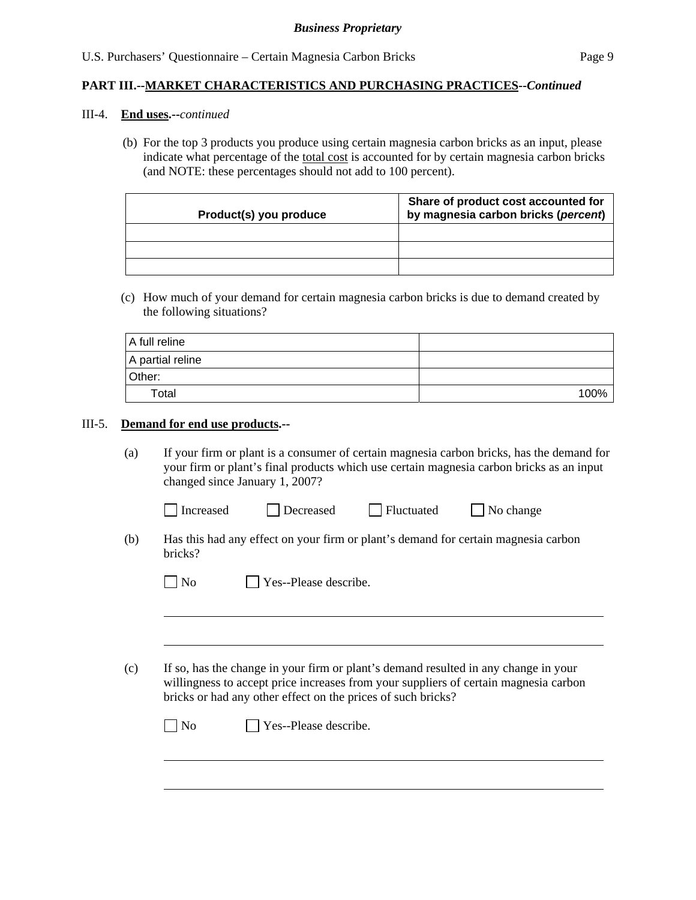**PART III.--MARKET CHARACTERISTICS AND PURCHASING PRACTICES--*Continued***

III-4. **End uses.--***continued*

(b) For the top 3 products you produce using certain magnesia carbon bricks as an input, please indicate what percentage of the total cost is accounted for by certain magnesia carbon bricks (and NOTE: these percentages should not add to 100 percent).

| Product(s) you produce | Share of product cost accounted for by magnesia carbon bricks (*percent*) |
|---|---|
| | |
| | |
| | |

(c) How much of your demand for certain magnesia carbon bricks is due to demand created by the following situations?

| | |
|---|---|
| A full reline | |
| A partial reline | |
| Other: | |
| Total | 100% |

III-5. **Demand for end use products.--**

(a) If your firm or plant is a consumer of certain magnesia carbon bricks, has the demand for your firm or plant's final products which use certain magnesia carbon bricks as an input changed since January 1, 2007?

☐ Increased ☐ Decreased ☐ Fluctuated ☐ No change

(b) Has this had any effect on your firm or plant's demand for certain magnesia carbon bricks?

☐ No ☐ Yes--Please describe.

_______________________________________________

_______________________________________________

(c) If so, has the change in your firm or plant's demand resulted in any change in your willingness to accept price increases from your suppliers of certain magnesia carbon bricks or had any other effect on the prices of such bricks?

☐ No ☐ Yes--Please describe.

_______________________________________________

_______________________________________________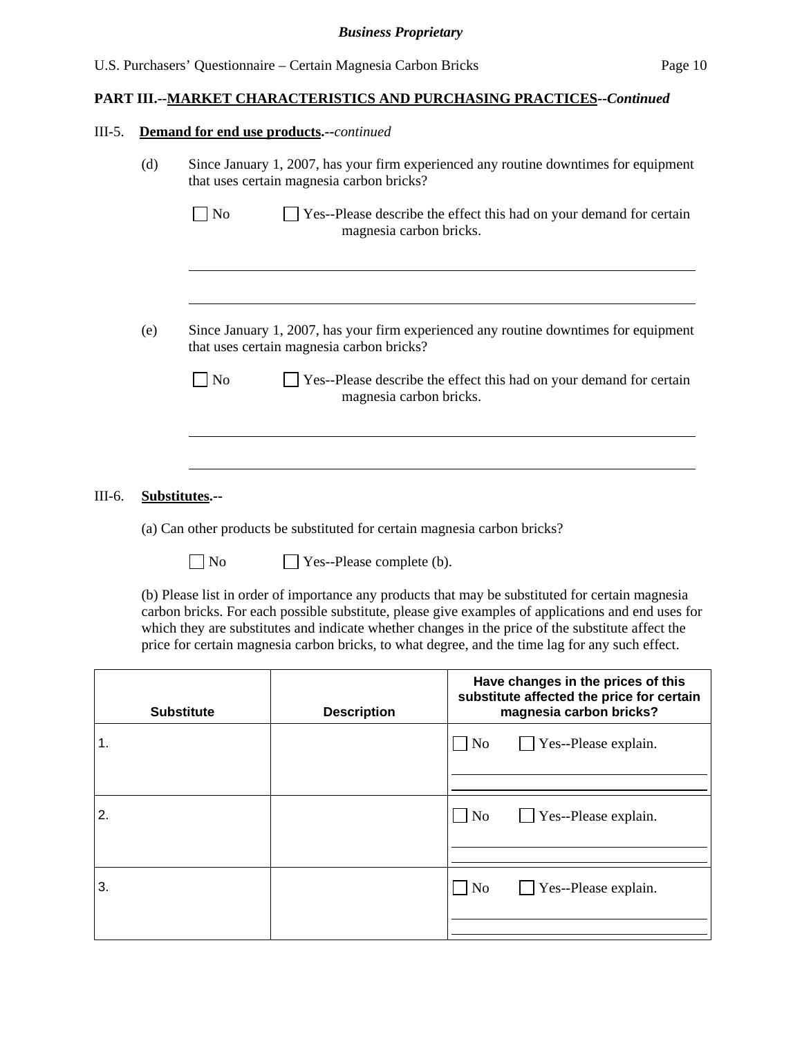**Business Proprietary**

U.S. Purchasers' Questionnaire – Certain Magnesia Carbon Bricks

**PART III.--MARKET CHARACTERISTICS AND PURCHASING PRACTICES--*Continued***

III-5. **Demand for end use products.--*continued***

(d) Since January 1, 2007, has your firm experienced any routine downtimes for equipment that uses certain magnesia carbon bricks?

☐ No ☐ Yes--Please describe the effect this had on your demand for certain magnesia carbon bricks.

______________________________________________________________________

______________________________________________________________________

(e) Since January 1, 2007, has your firm experienced any routine downtimes for equipment that uses certain magnesia carbon bricks?

☐ No ☐ Yes--Please describe the effect this had on your demand for certain magnesia carbon bricks.

______________________________________________________________________

______________________________________________________________________

III-6. **Substitutes.--**

(a) Can other products be substituted for certain magnesia carbon bricks?

☐ No ☐ Yes--Please complete (b).

(b) Please list in order of importance any products that may be substituted for certain magnesia carbon bricks. For each possible substitute, please give examples of applications and end uses for which they are substitutes and indicate whether changes in the price of the substitute affect the price for certain magnesia carbon bricks, to what degree, and the time lag for any such effect.

| Substitute | Description | Have changes in the prices of this substitute affected the price for certain magnesia carbon bricks? |
|---|---|---|
| 1. | | ☐ No ☐ Yes--Please explain. |
| 2. | | ☐ No ☐ Yes--Please explain. |
| 3. | | ☐ No ☐ Yes--Please explain. |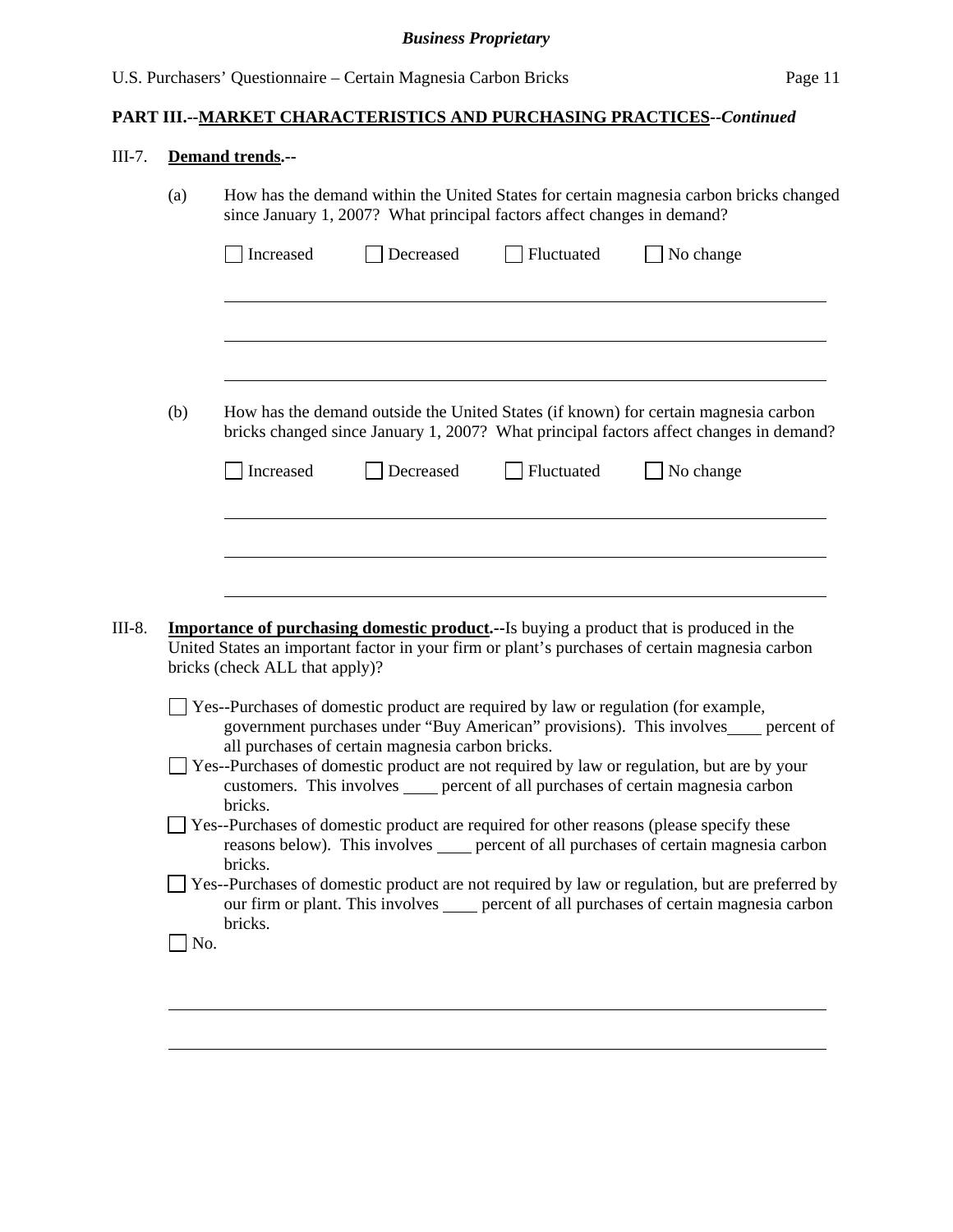**PART III.--MARKET CHARACTERISTICS AND PURCHASING PRACTICES--*Continued***

III-7. **Demand trends.--**

(a) How has the demand within the United States for certain magnesia carbon bricks changed since January 1, 2007? What principal factors affect changes in demand?

☐ Increased ☐ Decreased ☐ Fluctuated ☐ No change

\_\_\_\_\_\_\_\_\_\_\_\_\_\_\_\_\_\_\_\_\_\_\_\_\_\_\_\_\_\_\_\_\_\_\_\_\_\_\_\_\_\_\_\_\_\_\_\_\_\_\_\_\_\_\_\_\_\_\_\_

\_\_\_\_\_\_\_\_\_\_\_\_\_\_\_\_\_\_\_\_\_\_\_\_\_\_\_\_\_\_\_\_\_\_\_\_\_\_\_\_\_\_\_\_\_\_\_\_\_\_\_\_\_\_\_\_\_\_\_\_

\_\_\_\_\_\_\_\_\_\_\_\_\_\_\_\_\_\_\_\_\_\_\_\_\_\_\_\_\_\_\_\_\_\_\_\_\_\_\_\_\_\_\_\_\_\_\_\_\_\_\_\_\_\_\_\_\_\_\_\_

(b) How has the demand outside the United States (if known) for certain magnesia carbon bricks changed since January 1, 2007? What principal factors affect changes in demand?

☐ Increased ☐ Decreased ☐ Fluctuated ☐ No change

\_\_\_\_\_\_\_\_\_\_\_\_\_\_\_\_\_\_\_\_\_\_\_\_\_\_\_\_\_\_\_\_\_\_\_\_\_\_\_\_\_\_\_\_\_\_\_\_\_\_\_\_\_\_\_\_\_\_\_\_

\_\_\_\_\_\_\_\_\_\_\_\_\_\_\_\_\_\_\_\_\_\_\_\_\_\_\_\_\_\_\_\_\_\_\_\_\_\_\_\_\_\_\_\_\_\_\_\_\_\_\_\_\_\_\_\_\_\_\_\_

\_\_\_\_\_\_\_\_\_\_\_\_\_\_\_\_\_\_\_\_\_\_\_\_\_\_\_\_\_\_\_\_\_\_\_\_\_\_\_\_\_\_\_\_\_\_\_\_\_\_\_\_\_\_\_\_\_\_\_\_

III-8. **Importance of purchasing domestic product.--**Is buying a product that is produced in the United States an important factor in your firm or plant's purchases of certain magnesia carbon bricks (check ALL that apply)?

☐ Yes--Purchases of domestic product are required by law or regulation (for example, government purchases under "Buy American" provisions). This involves\_\_\_\_ percent of all purchases of certain magnesia carbon bricks.

☐ Yes--Purchases of domestic product are not required by law or regulation, but are by your customers. This involves \_\_\_\_ percent of all purchases of certain magnesia carbon bricks.

☐ Yes--Purchases of domestic product are required for other reasons (please specify these reasons below). This involves \_\_\_\_ percent of all purchases of certain magnesia carbon bricks.

☐ Yes--Purchases of domestic product are not required by law or regulation, but are preferred by our firm or plant. This involves \_\_\_\_ percent of all purchases of certain magnesia carbon bricks.

☐ No.

\_\_\_\_\_\_\_\_\_\_\_\_\_\_\_\_\_\_\_\_\_\_\_\_\_\_\_\_\_\_\_\_\_\_\_\_\_\_\_\_\_\_\_\_\_\_\_\_\_\_\_\_\_\_\_\_\_\_\_\_

\_\_\_\_\_\_\_\_\_\_\_\_\_\_\_\_\_\_\_\_\_\_\_\_\_\_\_\_\_\_\_\_\_\_\_\_\_\_\_\_\_\_\_\_\_\_\_\_\_\_\_\_\_\_\_\_\_\_\_\_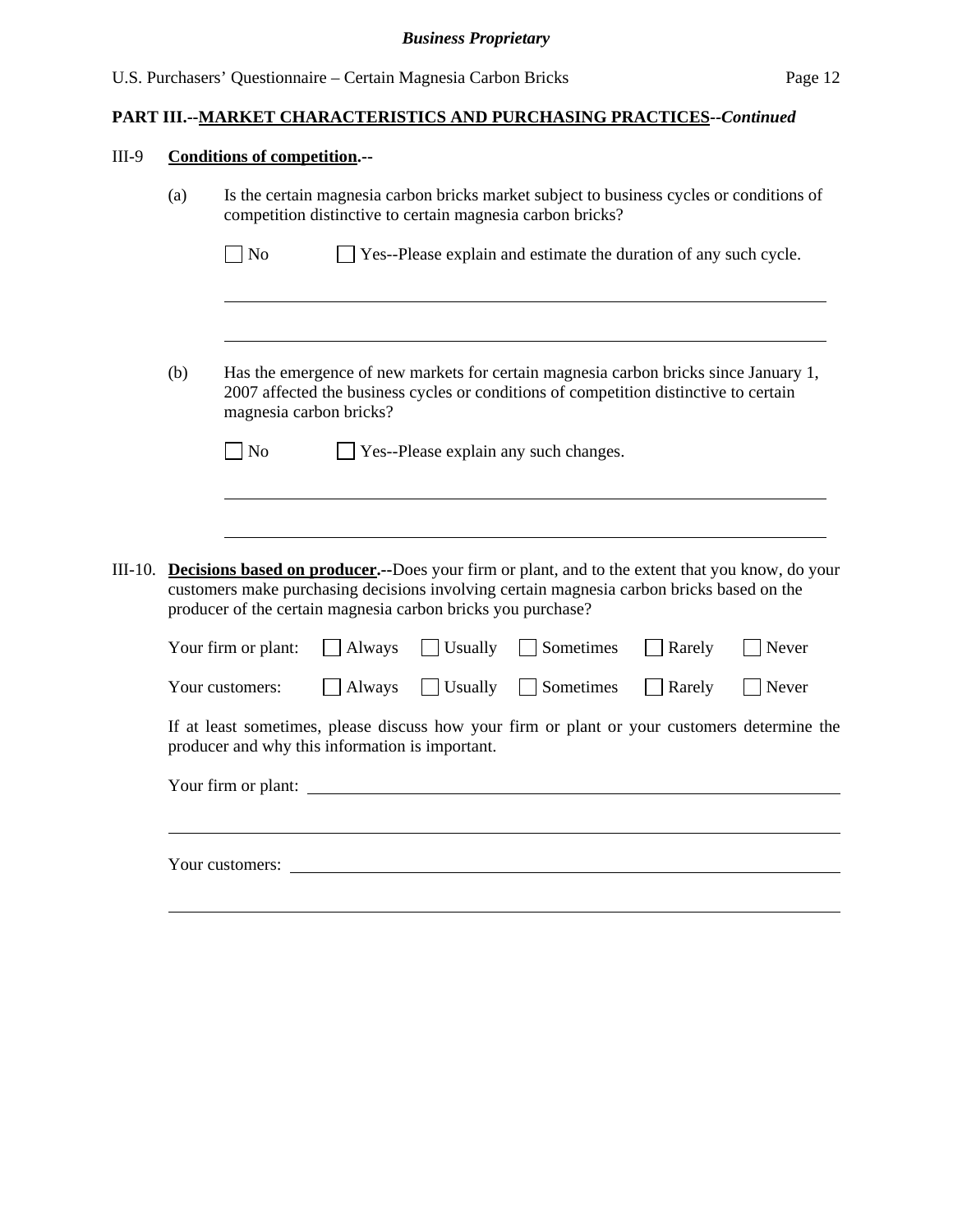## PART III.--MARKET CHARACTERISTICS AND PURCHASING PRACTICES--*Continued*

III-9 **Conditions of competition.--**

(a) Is the certain magnesia carbon bricks market subject to business cycles or conditions of competition distinctive to certain magnesia carbon bricks?

☐ No ☐ Yes--Please explain and estimate the duration of any such cycle.

\_\_\_\_\_\_\_\_\_\_\_\_\_\_\_\_\_\_\_\_\_\_\_\_\_\_\_\_\_\_\_\_\_\_\_\_\_\_\_\_\_\_\_\_\_\_\_\_\_\_\_\_\_\_\_\_\_\_\_\_\_\_\_\_

\_\_\_\_\_\_\_\_\_\_\_\_\_\_\_\_\_\_\_\_\_\_\_\_\_\_\_\_\_\_\_\_\_\_\_\_\_\_\_\_\_\_\_\_\_\_\_\_\_\_\_\_\_\_\_\_\_\_\_\_\_\_\_\_

(b) Has the emergence of new markets for certain magnesia carbon bricks since January 1, 2007 affected the business cycles or conditions of competition distinctive to certain magnesia carbon bricks?

☐ No ☐ Yes--Please explain any such changes.

\_\_\_\_\_\_\_\_\_\_\_\_\_\_\_\_\_\_\_\_\_\_\_\_\_\_\_\_\_\_\_\_\_\_\_\_\_\_\_\_\_\_\_\_\_\_\_\_\_\_\_\_\_\_\_\_\_\_\_\_\_\_\_\_

\_\_\_\_\_\_\_\_\_\_\_\_\_\_\_\_\_\_\_\_\_\_\_\_\_\_\_\_\_\_\_\_\_\_\_\_\_\_\_\_\_\_\_\_\_\_\_\_\_\_\_\_\_\_\_\_\_\_\_\_\_\_\_\_

III-10. **Decisions based on producer.--**Does your firm or plant, and to the extent that you know, do your customers make purchasing decisions involving certain magnesia carbon bricks based on the producer of the certain magnesia carbon bricks you purchase?

Your firm or plant: ☐ Always ☐ Usually ☐ Sometimes ☐ Rarely ☐ Never

Your customers: ☐ Always ☐ Usually ☐ Sometimes ☐ Rarely ☐ Never

If at least sometimes, please discuss how your firm or plant or your customers determine the producer and why this information is important.

Your firm or plant: \_\_\_\_\_\_\_\_\_\_\_\_\_\_\_\_\_\_\_\_\_\_\_\_\_\_\_\_\_\_\_\_\_\_\_\_\_\_\_\_\_\_\_\_\_\_\_\_\_\_\_\_

\_\_\_\_\_\_\_\_\_\_\_\_\_\_\_\_\_\_\_\_\_\_\_\_\_\_\_\_\_\_\_\_\_\_\_\_\_\_\_\_\_\_\_\_\_\_\_\_\_\_\_\_\_\_\_\_\_\_\_\_\_\_\_\_

Your customers: \_\_\_\_\_\_\_\_\_\_\_\_\_\_\_\_\_\_\_\_\_\_\_\_\_\_\_\_\_\_\_\_\_\_\_\_\_\_\_\_\_\_\_\_\_\_\_\_\_\_\_\_\_\_

\_\_\_\_\_\_\_\_\_\_\_\_\_\_\_\_\_\_\_\_\_\_\_\_\_\_\_\_\_\_\_\_\_\_\_\_\_\_\_\_\_\_\_\_\_\_\_\_\_\_\_\_\_\_\_\_\_\_\_\_\_\_\_\_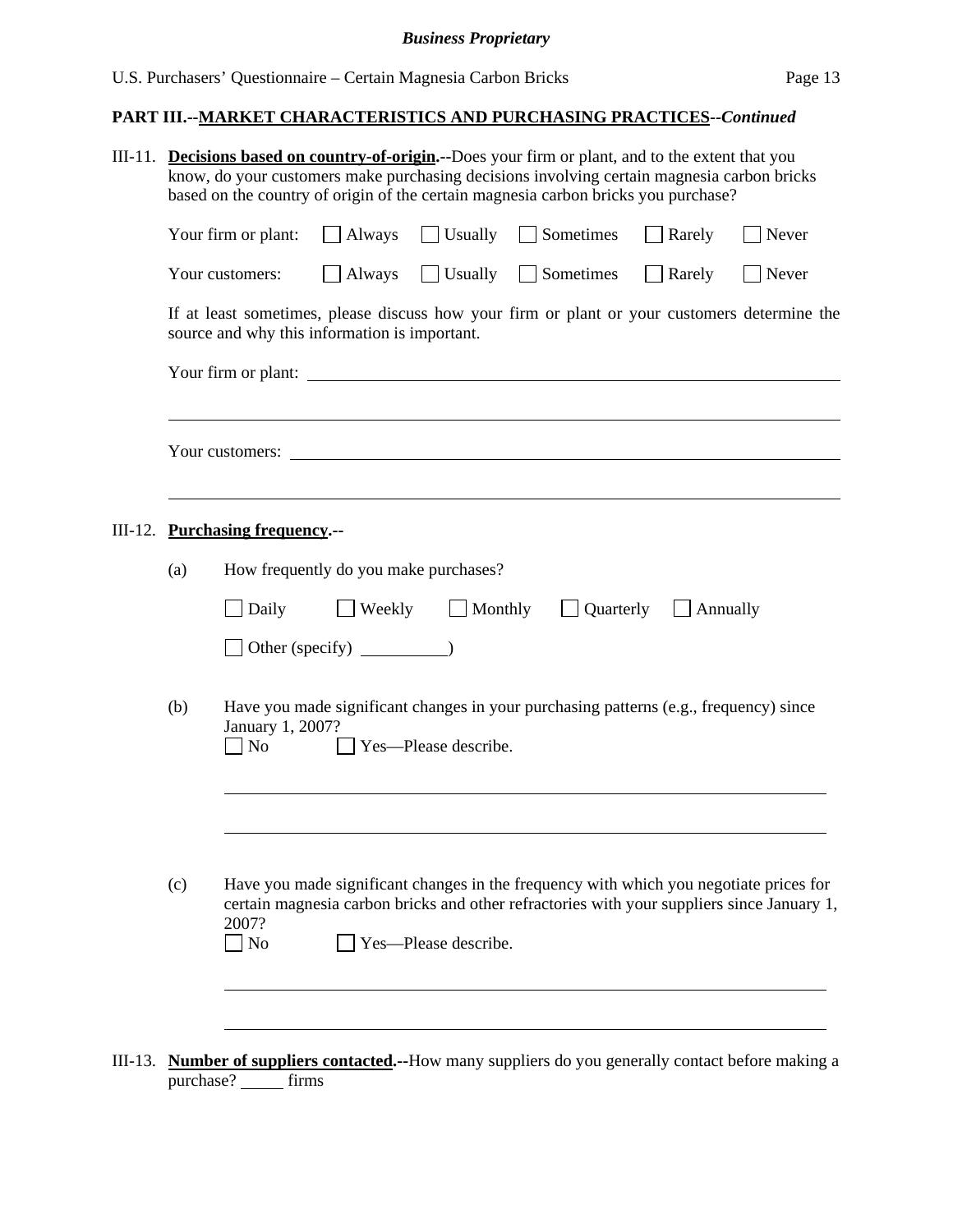## PART III.--MARKET CHARACTERISTICS AND PURCHASING PRACTICES--*Continued*

III-11. **Decisions based on country-of-origin.**--Does your firm or plant, and to the extent that you know, do your customers make purchasing decisions involving certain magnesia carbon bricks based on the country of origin of the certain magnesia carbon bricks you purchase?

Your firm or plant: ☐ Always ☐ Usually ☐ Sometimes ☐ Rarely ☐ Never

Your customers: ☐ Always ☐ Usually ☐ Sometimes ☐ Rarely ☐ Never

If at least sometimes, please discuss how your firm or plant or your customers determine the source and why this information is important.

Your firm or plant: ______________________________

______________________________

Your customers: ______________________________

______________________________

III-12. **Purchasing frequency.**--

(a) How frequently do you make purchases?

☐ Daily ☐ Weekly ☐ Monthly ☐ Quarterly ☐ Annually

☐ Other (specify) __________)

(b) Have you made significant changes in your purchasing patterns (e.g., frequency) since January 1, 2007?

☐ No ☐ Yes—Please describe.

______________________________

______________________________

(c) Have you made significant changes in the frequency with which you negotiate prices for certain magnesia carbon bricks and other refractories with your suppliers since January 1, 2007?

☐ No ☐ Yes—Please describe.

______________________________

______________________________

III-13. **Number of suppliers contacted.**--How many suppliers do you generally contact before making a purchase? _____ firms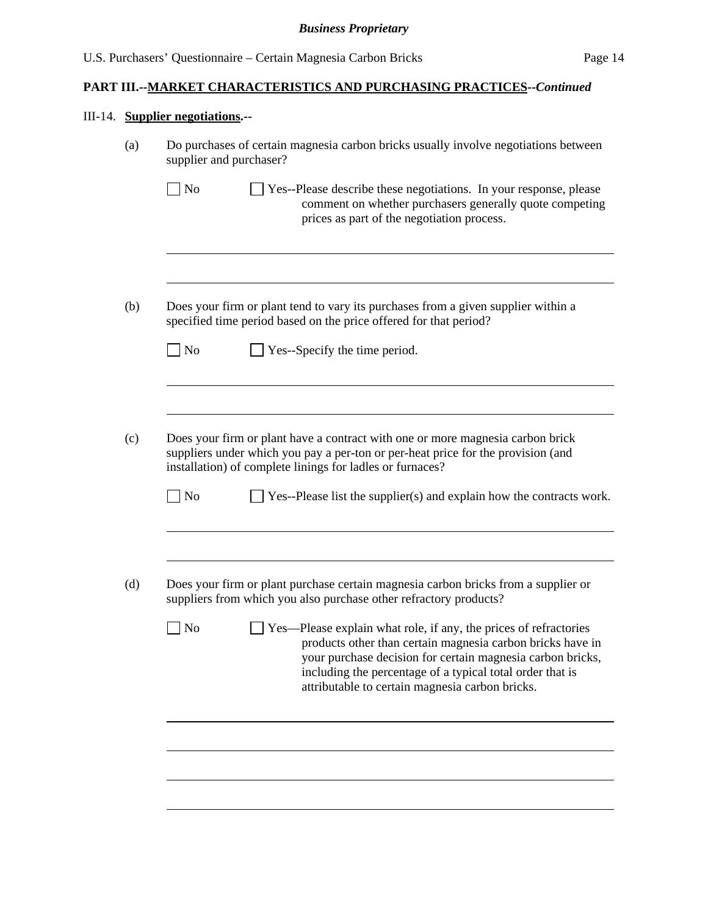## PART III.--MARKET CHARACTERISTICS AND PURCHASING PRACTICES--*Continued*

III-14. **Supplier negotiations.--**

(a) Do purchases of certain magnesia carbon bricks usually involve negotiations between supplier and purchaser?

☐ No ☐ Yes--Please describe these negotiations. In your response, please comment on whether purchasers generally quote competing prices as part of the negotiation process.

______________________________________________________________________

______________________________________________________________________

(b) Does your firm or plant tend to vary its purchases from a given supplier within a specified time period based on the price offered for that period?

☐ No ☐ Yes--Specify the time period.

______________________________________________________________________

______________________________________________________________________

(c) Does your firm or plant have a contract with one or more magnesia carbon brick suppliers under which you pay a per-ton or per-heat price for the provision (and installation) of complete linings for ladles or furnaces?

☐ No ☐ Yes--Please list the supplier(s) and explain how the contracts work.

______________________________________________________________________

______________________________________________________________________

(d) Does your firm or plant purchase certain magnesia carbon bricks from a supplier or suppliers from which you also purchase other refractory products?

☐ No ☐ Yes—Please explain what role, if any, the prices of refractories products other than certain magnesia carbon bricks have in your purchase decision for certain magnesia carbon bricks, including the percentage of a typical total order that is attributable to certain magnesia carbon bricks.

______________________________________________________________________

______________________________________________________________________

______________________________________________________________________

______________________________________________________________________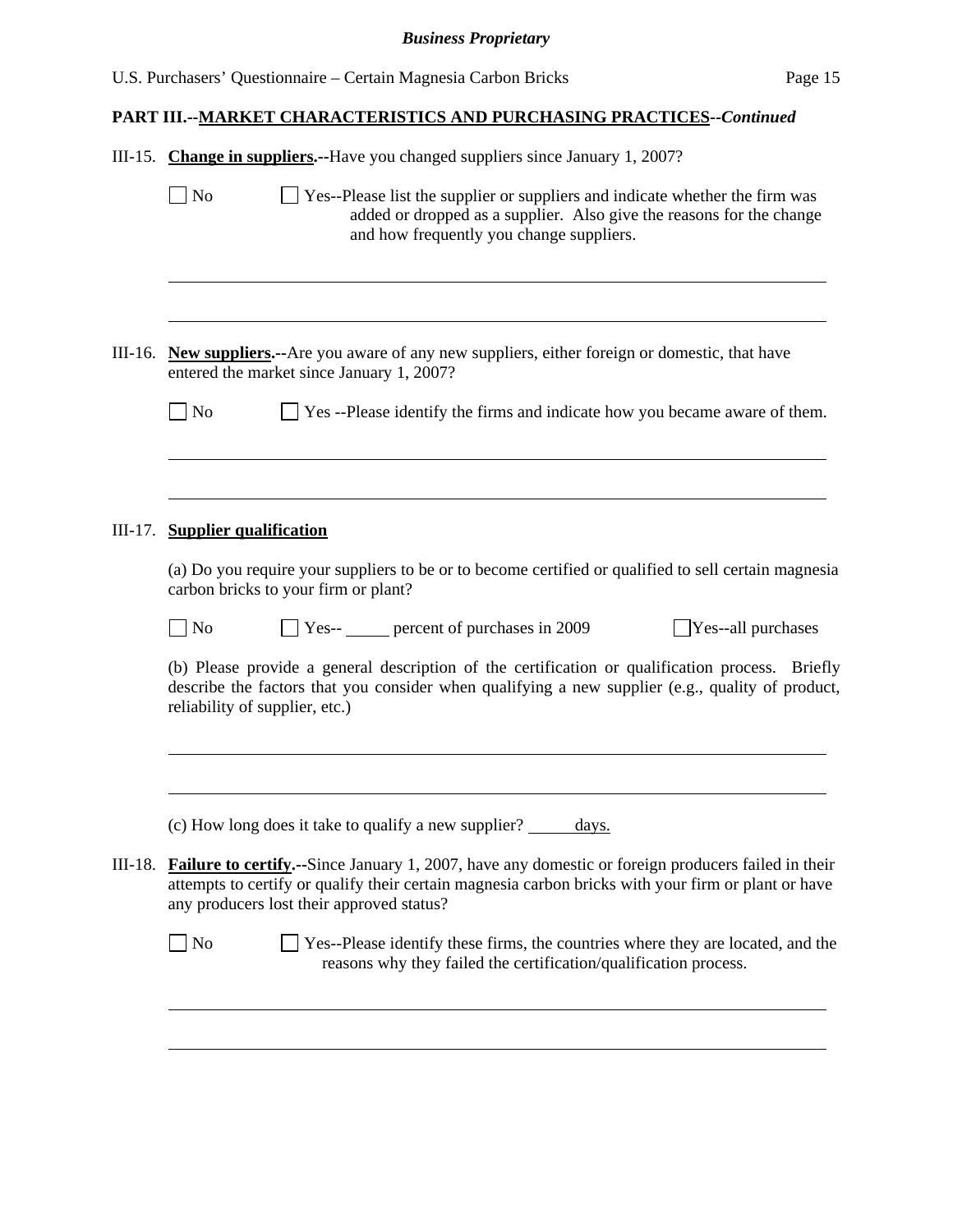**PART III.--MARKET CHARACTERISTICS AND PURCHASING PRACTICES--*Continued***

III-15. **Change in suppliers.--**Have you changed suppliers since January 1, 2007?

☐ No ☐ Yes--Please list the supplier or suppliers and indicate whether the firm was added or dropped as a supplier. Also give the reasons for the change and how frequently you change suppliers.

\_\_\_\_\_\_\_\_\_\_\_\_\_\_\_\_\_\_\_\_\_\_\_\_\_\_\_\_\_\_\_\_\_\_\_\_\_\_\_\_\_\_\_\_\_\_\_\_\_\_\_\_\_\_\_\_\_\_\_\_

\_\_\_\_\_\_\_\_\_\_\_\_\_\_\_\_\_\_\_\_\_\_\_\_\_\_\_\_\_\_\_\_\_\_\_\_\_\_\_\_\_\_\_\_\_\_\_\_\_\_\_\_\_\_\_\_\_\_\_\_

III-16. **New suppliers.--**Are you aware of any new suppliers, either foreign or domestic, that have entered the market since January 1, 2007?

☐ No ☐ Yes --Please identify the firms and indicate how you became aware of them.

\_\_\_\_\_\_\_\_\_\_\_\_\_\_\_\_\_\_\_\_\_\_\_\_\_\_\_\_\_\_\_\_\_\_\_\_\_\_\_\_\_\_\_\_\_\_\_\_\_\_\_\_\_\_\_\_\_\_\_\_

\_\_\_\_\_\_\_\_\_\_\_\_\_\_\_\_\_\_\_\_\_\_\_\_\_\_\_\_\_\_\_\_\_\_\_\_\_\_\_\_\_\_\_\_\_\_\_\_\_\_\_\_\_\_\_\_\_\_\_\_

III-17. **Supplier qualification**

(a) Do you require your suppliers to be or to become certified or qualified to sell certain magnesia carbon bricks to your firm or plant?

☐ No ☐ Yes-- \_\_\_\_\_ percent of purchases in 2009 ☐ Yes--all purchases

(b) Please provide a general description of the certification or qualification process. Briefly describe the factors that you consider when qualifying a new supplier (e.g., quality of product, reliability of supplier, etc.)

\_\_\_\_\_\_\_\_\_\_\_\_\_\_\_\_\_\_\_\_\_\_\_\_\_\_\_\_\_\_\_\_\_\_\_\_\_\_\_\_\_\_\_\_\_\_\_\_\_\_\_\_\_\_\_\_\_\_\_\_

\_\_\_\_\_\_\_\_\_\_\_\_\_\_\_\_\_\_\_\_\_\_\_\_\_\_\_\_\_\_\_\_\_\_\_\_\_\_\_\_\_\_\_\_\_\_\_\_\_\_\_\_\_\_\_\_\_\_\_\_

(c) How long does it take to qualify a new supplier? \_\_\_\_\_ days.

III-18. **Failure to certify.--**Since January 1, 2007, have any domestic or foreign producers failed in their attempts to certify or qualify their certain magnesia carbon bricks with your firm or plant or have any producers lost their approved status?

☐ No ☐ Yes--Please identify these firms, the countries where they are located, and the reasons why they failed the certification/qualification process.

\_\_\_\_\_\_\_\_\_\_\_\_\_\_\_\_\_\_\_\_\_\_\_\_\_\_\_\_\_\_\_\_\_\_\_\_\_\_\_\_\_\_\_\_\_\_\_\_\_\_\_\_\_\_\_\_\_\_\_\_

\_\_\_\_\_\_\_\_\_\_\_\_\_\_\_\_\_\_\_\_\_\_\_\_\_\_\_\_\_\_\_\_\_\_\_\_\_\_\_\_\_\_\_\_\_\_\_\_\_\_\_\_\_\_\_\_\_\_\_\_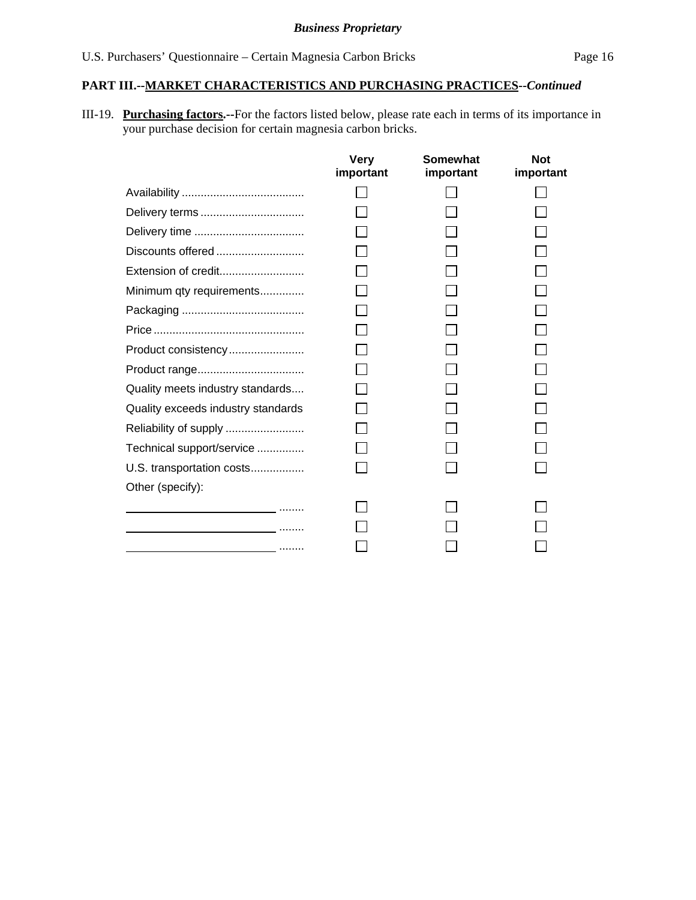## PART III.--MARKET CHARACTERISTICS AND PURCHASING PRACTICES--*Continued*

III-19. **Purchasing factors.**--For the factors listed below, please rate each in terms of its importance in your purchase decision for certain magnesia carbon bricks.

| | Very important | Somewhat important | Not important |
|---|---|---|---|
| Availability | ☐ | ☐ | ☐ |
| Delivery terms | ☐ | ☐ | ☐ |
| Delivery time | ☐ | ☐ | ☐ |
| Discounts offered | ☐ | ☐ | ☐ |
| Extension of credit | ☐ | ☐ | ☐ |
| Minimum qty requirements | ☐ | ☐ | ☐ |
| Packaging | ☐ | ☐ | ☐ |
| Price | ☐ | ☐ | ☐ |
| Product consistency | ☐ | ☐ | ☐ |
| Product range | ☐ | ☐ | ☐ |
| Quality meets industry standards | ☐ | ☐ | ☐ |
| Quality exceeds industry standards | ☐ | ☐ | ☐ |
| Reliability of supply | ☐ | ☐ | ☐ |
| Technical support/service | ☐ | ☐ | ☐ |
| U.S. transportation costs | ☐ | ☐ | ☐ |
| Other (specify): | | | |
| ______________________ | ☐ | ☐ | ☐ |
| ______________________ | ☐ | ☐ | ☐ |
| ______________________ | ☐ | ☐ | ☐ |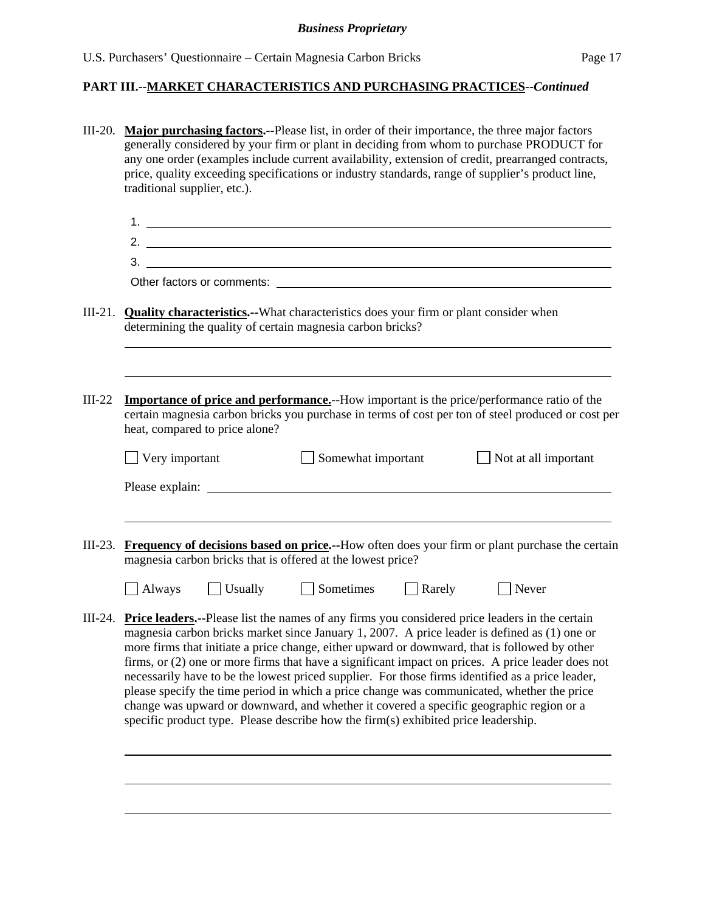**PART III.--MARKET CHARACTERISTICS AND PURCHASING PRACTICES--*Continued***

III-20. **Major purchasing factors.--**Please list, in order of their importance, the three major factors generally considered by your firm or plant in deciding from whom to purchase PRODUCT for any one order (examples include current availability, extension of credit, prearranged contracts, price, quality exceeding specifications or industry standards, range of supplier's product line, traditional supplier, etc.).

1. ______________________________
2. ______________________________
3. ______________________________

Other factors or comments: ______________________________

III-21. **Quality characteristics.--**What characteristics does your firm or plant consider when determining the quality of certain magnesia carbon bricks?

______________________________

______________________________

III-22 **Importance of price and performance.**--How important is the price/performance ratio of the certain magnesia carbon bricks you purchase in terms of cost per ton of steel produced or cost per heat, compared to price alone?

☐ Very important ☐ Somewhat important ☐ Not at all important

Please explain: ______________________________

______________________________

III-23. **Frequency of decisions based on price.--**How often does your firm or plant purchase the certain magnesia carbon bricks that is offered at the lowest price?

☐ Always ☐ Usually ☐ Sometimes ☐ Rarely ☐ Never

III-24. **Price leaders.--**Please list the names of any firms you considered price leaders in the certain magnesia carbon bricks market since January 1, 2007. A price leader is defined as (1) one or more firms that initiate a price change, either upward or downward, that is followed by other firms, or (2) one or more firms that have a significant impact on prices. A price leader does not necessarily have to be the lowest priced supplier. For those firms identified as a price leader, please specify the time period in which a price change was communicated, whether the price change was upward or downward, and whether it covered a specific geographic region or a specific product type. Please describe how the firm(s) exhibited price leadership.

______________________________

______________________________

______________________________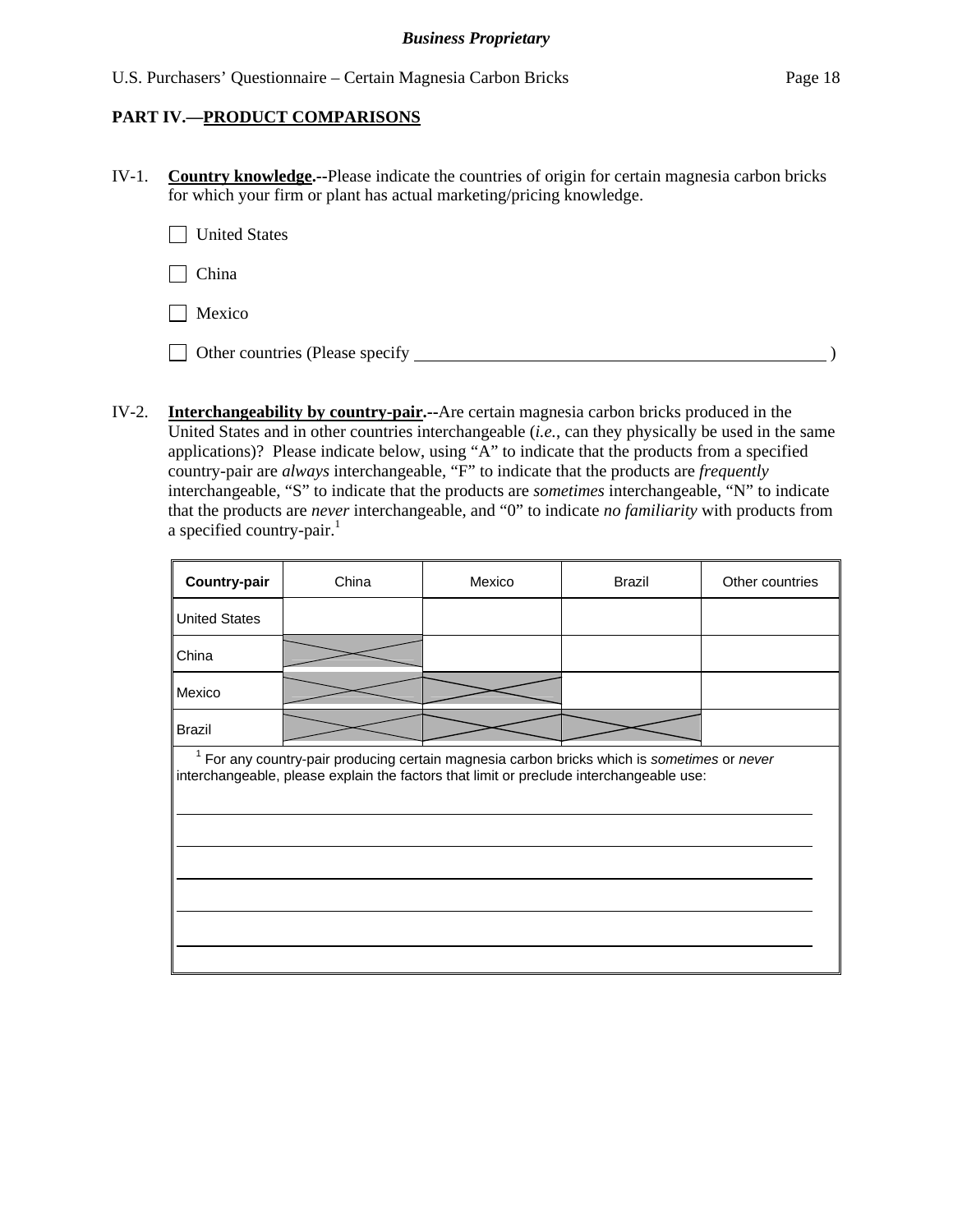**Business Proprietary**

## PART IV.—PRODUCT COMPARISONS

IV-1. **Country knowledge.**--Please indicate the countries of origin for certain magnesia carbon bricks for which your firm or plant has actual marketing/pricing knowledge.

- ☐ United States
- ☐ China
- ☐ Mexico
- ☐ Other countries (Please specify ______________________________ )

IV-2. **Interchangeability by country-pair.**--Are certain magnesia carbon bricks produced in the United States and in other countries interchangeable (*i.e.*, can they physically be used in the same applications)? Please indicate below, using "A" to indicate that the products from a specified country-pair are *always* interchangeable, "F" to indicate that the products are *frequently* interchangeable, "S" to indicate that the products are *sometimes* interchangeable, "N" to indicate that the products are *never* interchangeable, and "0" to indicate *no familiarity* with products from a specified country-pair.[1]

| Country-pair | China | Mexico | Brazil | Other countries |
|---|---|---|---|---|
| United States | | | | |
| China | X | | | |
| Mexico | X | X | | |
| Brazil | X | X | X | |

[1] For any country-pair producing certain magnesia carbon bricks which is *sometimes* or *never* interchangeable, please explain the factors that limit or preclude interchangeable use:

______________________________________________________________________

______________________________________________________________________

______________________________________________________________________

______________________________________________________________________

______________________________________________________________________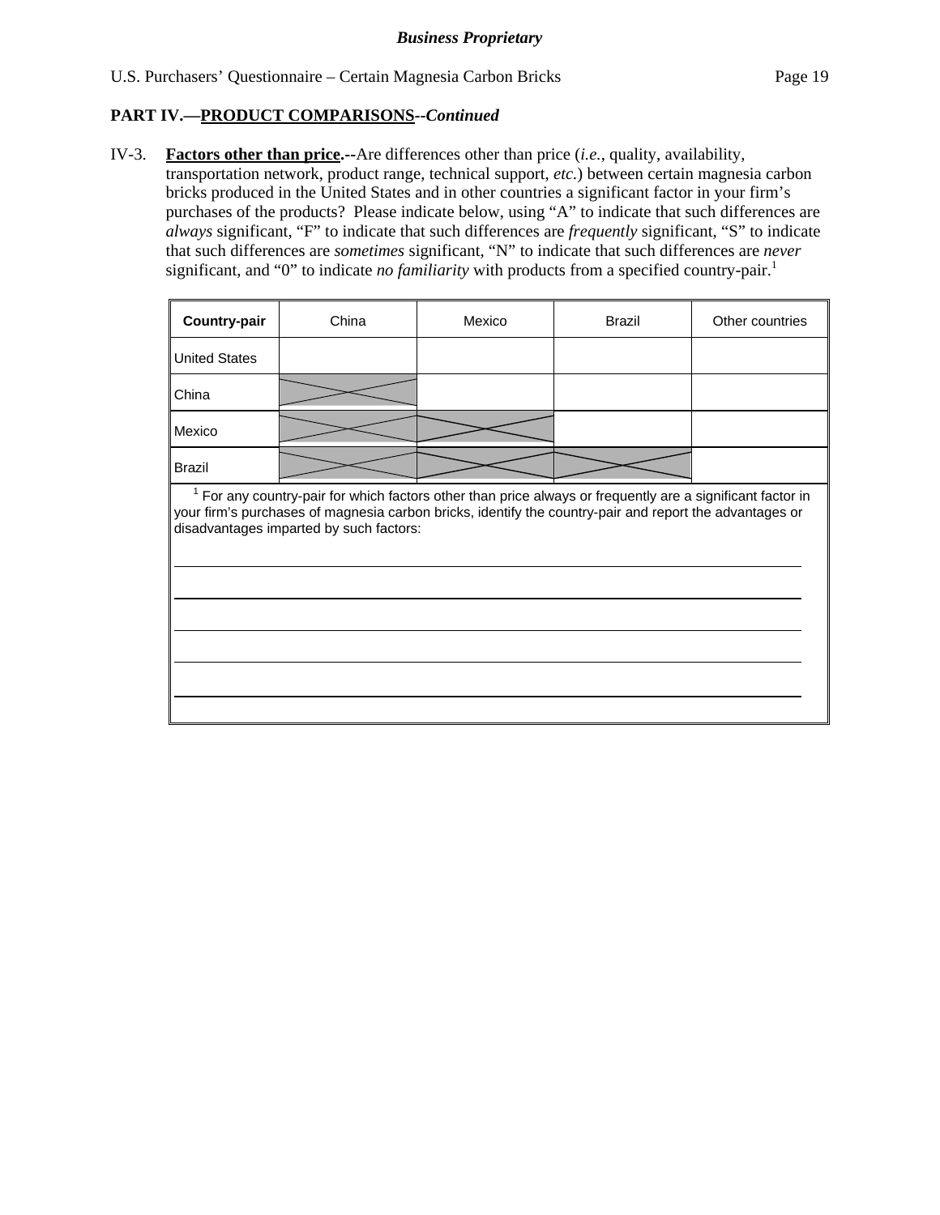**Business Proprietary**

## PART IV.—PRODUCT COMPARISONS--*Continued*

IV-3. **Factors other than price.--**Are differences other than price (*i.e.*, quality, availability, transportation network, product range, technical support, *etc.*) between certain magnesia carbon bricks produced in the United States and in other countries a significant factor in your firm's purchases of the products? Please indicate below, using "A" to indicate that such differences are *always* significant, "F" to indicate that such differences are *frequently* significant, "S" to indicate that such differences are *sometimes* significant, "N" to indicate that such differences are *never* significant, and "0" to indicate *no familiarity* with products from a specified country-pair.[1]

| Country-pair | China | Mexico | Brazil | Other countries |
|---|---|---|---|---|
| United States | | | | |
| China | X | | | |
| Mexico | X | X | | |
| Brazil | X | X | X | |

[1] For any country-pair for which factors other than price always or frequently are a significant factor in your firm's purchases of magnesia carbon bricks, identify the country-pair and report the advantages or disadvantages imparted by such factors:

______________________________________________________________________

______________________________________________________________________

______________________________________________________________________

______________________________________________________________________

______________________________________________________________________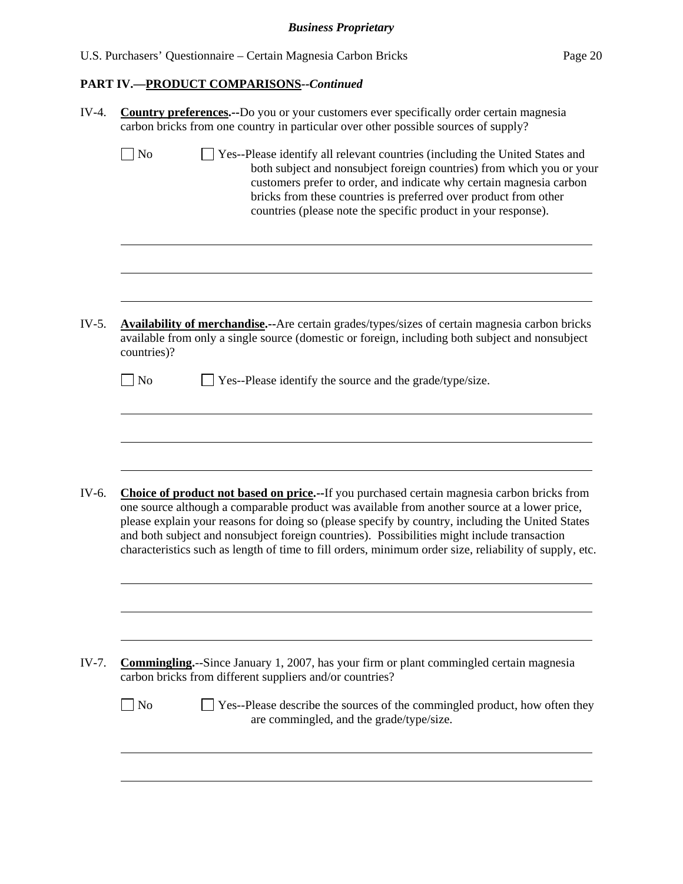**PART IV.—PRODUCT COMPARISONS--*Continued***

IV-4. **Country preferences.--**Do you or your customers ever specifically order certain magnesia carbon bricks from one country in particular over other possible sources of supply?

☐ No ☐ Yes--Please identify all relevant countries (including the United States and both subject and nonsubject foreign countries) from which you or your customers prefer to order, and indicate why certain magnesia carbon bricks from these countries is preferred over product from other countries (please note the specific product in your response).

______________________________________________________________________

______________________________________________________________________

______________________________________________________________________

IV-5. **Availability of merchandise.--**Are certain grades/types/sizes of certain magnesia carbon bricks available from only a single source (domestic or foreign, including both subject and nonsubject countries)?

☐ No ☐ Yes--Please identify the source and the grade/type/size.

______________________________________________________________________

______________________________________________________________________

______________________________________________________________________

IV-6. **Choice of product not based on price.--**If you purchased certain magnesia carbon bricks from one source although a comparable product was available from another source at a lower price, please explain your reasons for doing so (please specify by country, including the United States and both subject and nonsubject foreign countries). Possibilities might include transaction characteristics such as length of time to fill orders, minimum order size, reliability of supply, etc.

______________________________________________________________________

______________________________________________________________________

______________________________________________________________________

IV-7. **Commingling.--**Since January 1, 2007, has your firm or plant commingled certain magnesia carbon bricks from different suppliers and/or countries?

☐ No ☐ Yes--Please describe the sources of the commingled product, how often they are commingled, and the grade/type/size.

______________________________________________________________________

______________________________________________________________________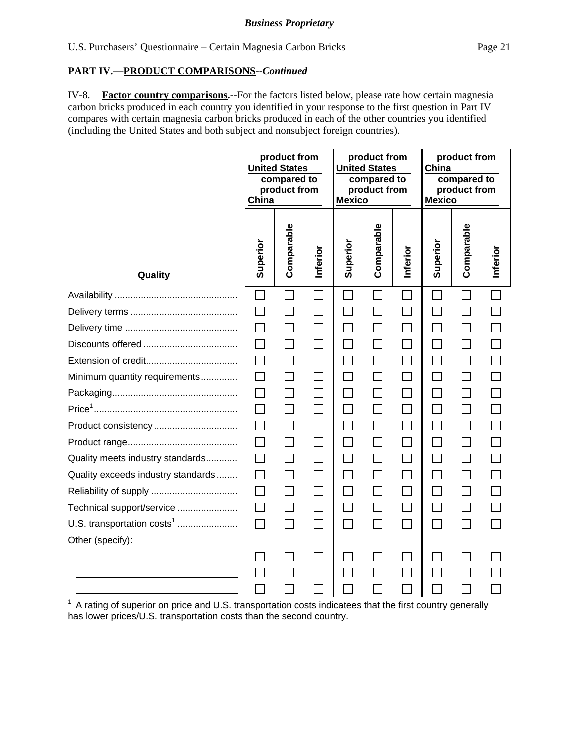**Business Proprietary**

U.S. Purchasers' Questionnaire – Certain Magnesia Carbon Bricks

**PART IV.—PRODUCT COMPARISONS--*Continued***

IV-8. **Factor country comparisons.--**For the factors listed below, please rate how certain magnesia carbon bricks produced in each country you identified in your response to the first question in Part IV compares with certain magnesia carbon bricks produced in each of the other countries you identified (including the United States and both subject and nonsubject foreign countries).

| Quality | product from United States compared to product from China | | | product from United States compared to product from Mexico | | | product from China compared to product from Mexico | | |
|---|---|---|---|---|---|---|---|---|---|
| | Superior | Comparable | Inferior | Superior | Comparable | Inferior | Superior | Comparable | Inferior |
| Availability | ☐ | ☐ | ☐ | ☐ | ☐ | ☐ | ☐ | ☐ | ☐ |
| Delivery terms | ☐ | ☐ | ☐ | ☐ | ☐ | ☐ | ☐ | ☐ | ☐ |
| Delivery time | ☐ | ☐ | ☐ | ☐ | ☐ | ☐ | ☐ | ☐ | ☐ |
| Discounts offered | ☐ | ☐ | ☐ | ☐ | ☐ | ☐ | ☐ | ☐ | ☐ |
| Extension of credit | ☐ | ☐ | ☐ | ☐ | ☐ | ☐ | ☐ | ☐ | ☐ |
| Minimum quantity requirements | ☐ | ☐ | ☐ | ☐ | ☐ | ☐ | ☐ | ☐ | ☐ |
| Packaging | ☐ | ☐ | ☐ | ☐ | ☐ | ☐ | ☐ | ☐ | ☐ |
| Price[1] | ☐ | ☐ | ☐ | ☐ | ☐ | ☐ | ☐ | ☐ | ☐ |
| Product consistency | ☐ | ☐ | ☐ | ☐ | ☐ | ☐ | ☐ | ☐ | ☐ |
| Product range | ☐ | ☐ | ☐ | ☐ | ☐ | ☐ | ☐ | ☐ | ☐ |
| Quality meets industry standards | ☐ | ☐ | ☐ | ☐ | ☐ | ☐ | ☐ | ☐ | ☐ |
| Quality exceeds industry standards | ☐ | ☐ | ☐ | ☐ | ☐ | ☐ | ☐ | ☐ | ☐ |
| Reliability of supply | ☐ | ☐ | ☐ | ☐ | ☐ | ☐ | ☐ | ☐ | ☐ |
| Technical support/service | ☐ | ☐ | ☐ | ☐ | ☐ | ☐ | ☐ | ☐ | ☐ |
| U.S. transportation costs[1] | ☐ | ☐ | ☐ | ☐ | ☐ | ☐ | ☐ | ☐ | ☐ |
| Other (specify): | | | | | | | | | |
| ______________________ | ☐ | ☐ | ☐ | ☐ | ☐ | ☐ | ☐ | ☐ | ☐ |
| ______________________ | ☐ | ☐ | ☐ | ☐ | ☐ | ☐ | ☐ | ☐ | ☐ |
| ______________________ | ☐ | ☐ | ☐ | ☐ | ☐ | ☐ | ☐ | ☐ | ☐ |

[1] A rating of superior on price and U.S. transportation costs indicatees that the first country generally has lower prices/U.S. transportation costs than the second country.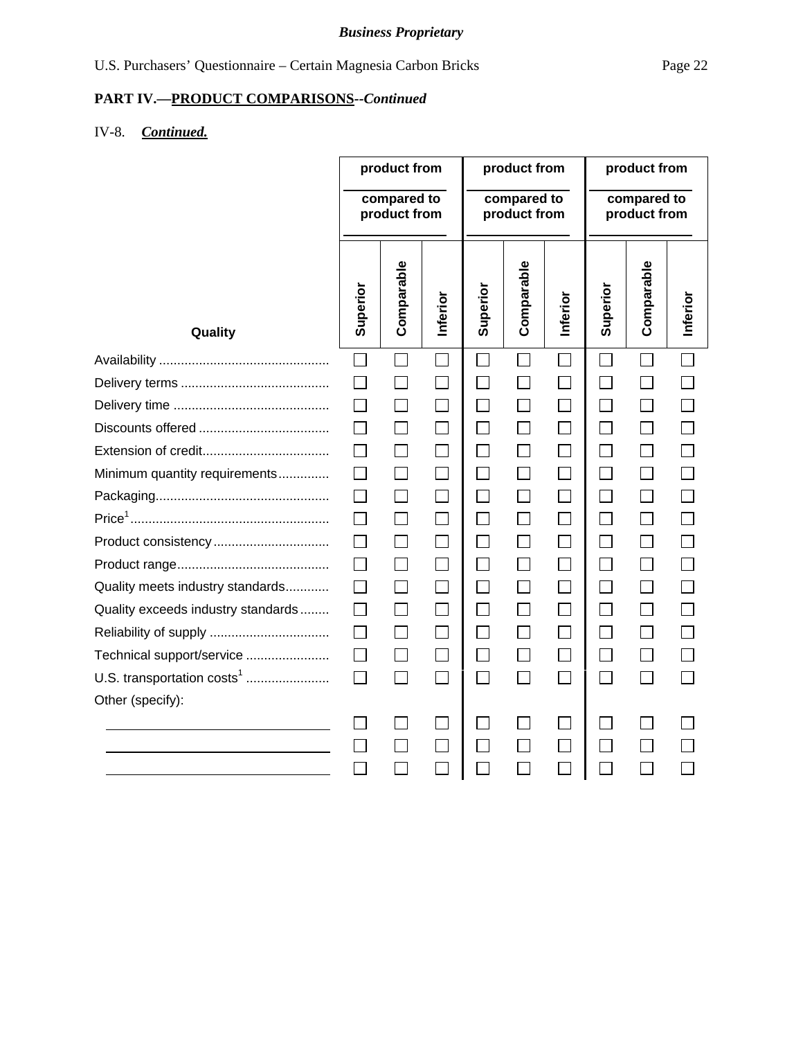*Business Proprietary*

U.S. Purchasers' Questionnaire – Certain Magnesia Carbon Bricks

## PART IV.—PRODUCT COMPARISONS--*Continued*

IV-8. ***Continued.***

| | product from ________ compared to product from ________ | | | product from ________ compared to product from ________ | | | product from ________ compared to product from ________ | | |
|---|---|---|---|---|---|---|---|---|---|
| **Quality** | **Superior** | **Comparable** | **Inferior** | **Superior** | **Comparable** | **Inferior** | **Superior** | **Comparable** | **Inferior** |
| Availability | ☐ | ☐ | ☐ | ☐ | ☐ | ☐ | ☐ | ☐ | ☐ |
| Delivery terms | ☐ | ☐ | ☐ | ☐ | ☐ | ☐ | ☐ | ☐ | ☐ |
| Delivery time | ☐ | ☐ | ☐ | ☐ | ☐ | ☐ | ☐ | ☐ | ☐ |
| Discounts offered | ☐ | ☐ | ☐ | ☐ | ☐ | ☐ | ☐ | ☐ | ☐ |
| Extension of credit | ☐ | ☐ | ☐ | ☐ | ☐ | ☐ | ☐ | ☐ | ☐ |
| Minimum quantity requirements | ☐ | ☐ | ☐ | ☐ | ☐ | ☐ | ☐ | ☐ | ☐ |
| Packaging | ☐ | ☐ | ☐ | ☐ | ☐ | ☐ | ☐ | ☐ | ☐ |
| Price[1] | ☐ | ☐ | ☐ | ☐ | ☐ | ☐ | ☐ | ☐ | ☐ |
| Product consistency | ☐ | ☐ | ☐ | ☐ | ☐ | ☐ | ☐ | ☐ | ☐ |
| Product range | ☐ | ☐ | ☐ | ☐ | ☐ | ☐ | ☐ | ☐ | ☐ |
| Quality meets industry standards | ☐ | ☐ | ☐ | ☐ | ☐ | ☐ | ☐ | ☐ | ☐ |
| Quality exceeds industry standards | ☐ | ☐ | ☐ | ☐ | ☐ | ☐ | ☐ | ☐ | ☐ |
| Reliability of supply | ☐ | ☐ | ☐ | ☐ | ☐ | ☐ | ☐ | ☐ | ☐ |
| Technical support/service | ☐ | ☐ | ☐ | ☐ | ☐ | ☐ | ☐ | ☐ | ☐ |
| U.S. transportation costs[1] | ☐ | ☐ | ☐ | ☐ | ☐ | ☐ | ☐ | ☐ | ☐ |
| Other (specify): | | | | | | | | | |
| ________________ | ☐ | ☐ | ☐ | ☐ | ☐ | ☐ | ☐ | ☐ | ☐ |
| ________________ | ☐ | ☐ | ☐ | ☐ | ☐ | ☐ | ☐ | ☐ | ☐ |
| ________________ | ☐ | ☐ | ☐ | ☐ | ☐ | ☐ | ☐ | ☐ | ☐ |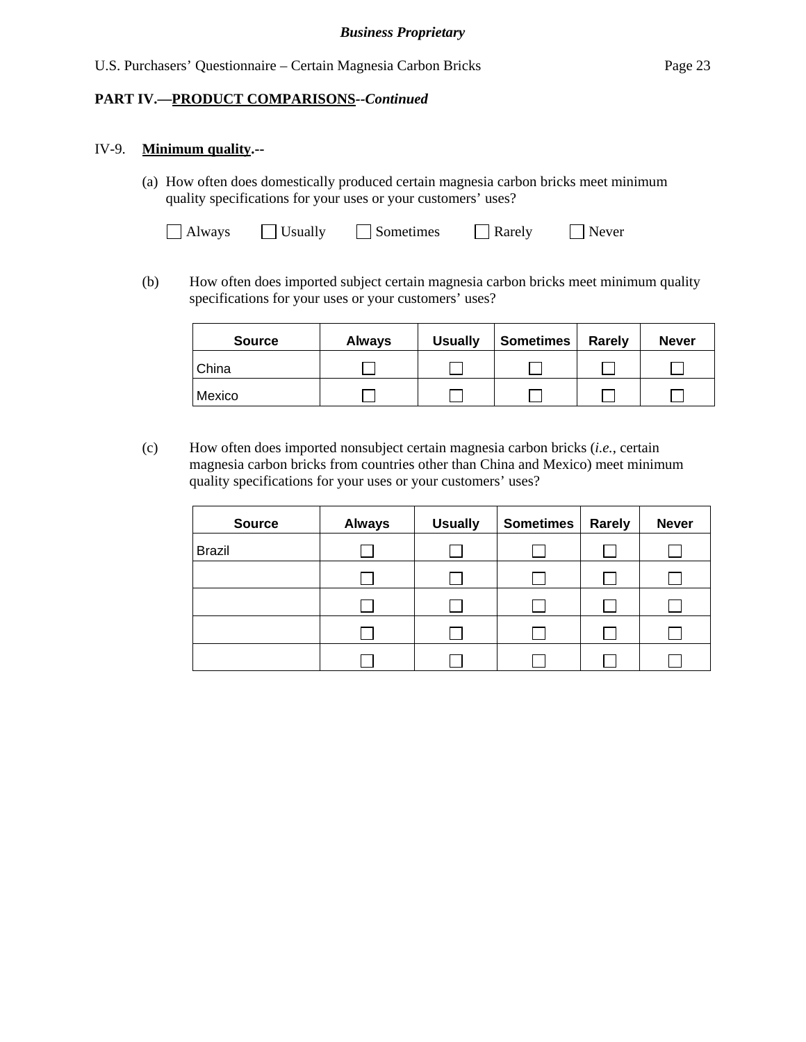**PART IV.—PRODUCT COMPARISONS**--*Continued*

IV-9. **Minimum quality**.--

(a) How often does domestically produced certain magnesia carbon bricks meet minimum quality specifications for your uses or your customers' uses?

☐ Always ☐ Usually ☐ Sometimes ☐ Rarely ☐ Never

(b) How often does imported subject certain magnesia carbon bricks meet minimum quality specifications for your uses or your customers' uses?

| Source | Always | Usually | Sometimes | Rarely | Never |
|---|---|---|---|---|---|
| China | ☐ | ☐ | ☐ | ☐ | ☐ |
| Mexico | ☐ | ☐ | ☐ | ☐ | ☐ |

(c) How often does imported nonsubject certain magnesia carbon bricks (*i.e.*, certain magnesia carbon bricks from countries other than China and Mexico) meet minimum quality specifications for your uses or your customers' uses?

| Source | Always | Usually | Sometimes | Rarely | Never |
|---|---|---|---|---|---|
| Brazil | ☐ | ☐ | ☐ | ☐ | ☐ |
| | ☐ | ☐ | ☐ | ☐ | ☐ |
| | ☐ | ☐ | ☐ | ☐ | ☐ |
| | ☐ | ☐ | ☐ | ☐ | ☐ |
| | ☐ | ☐ | ☐ | ☐ | ☐ |